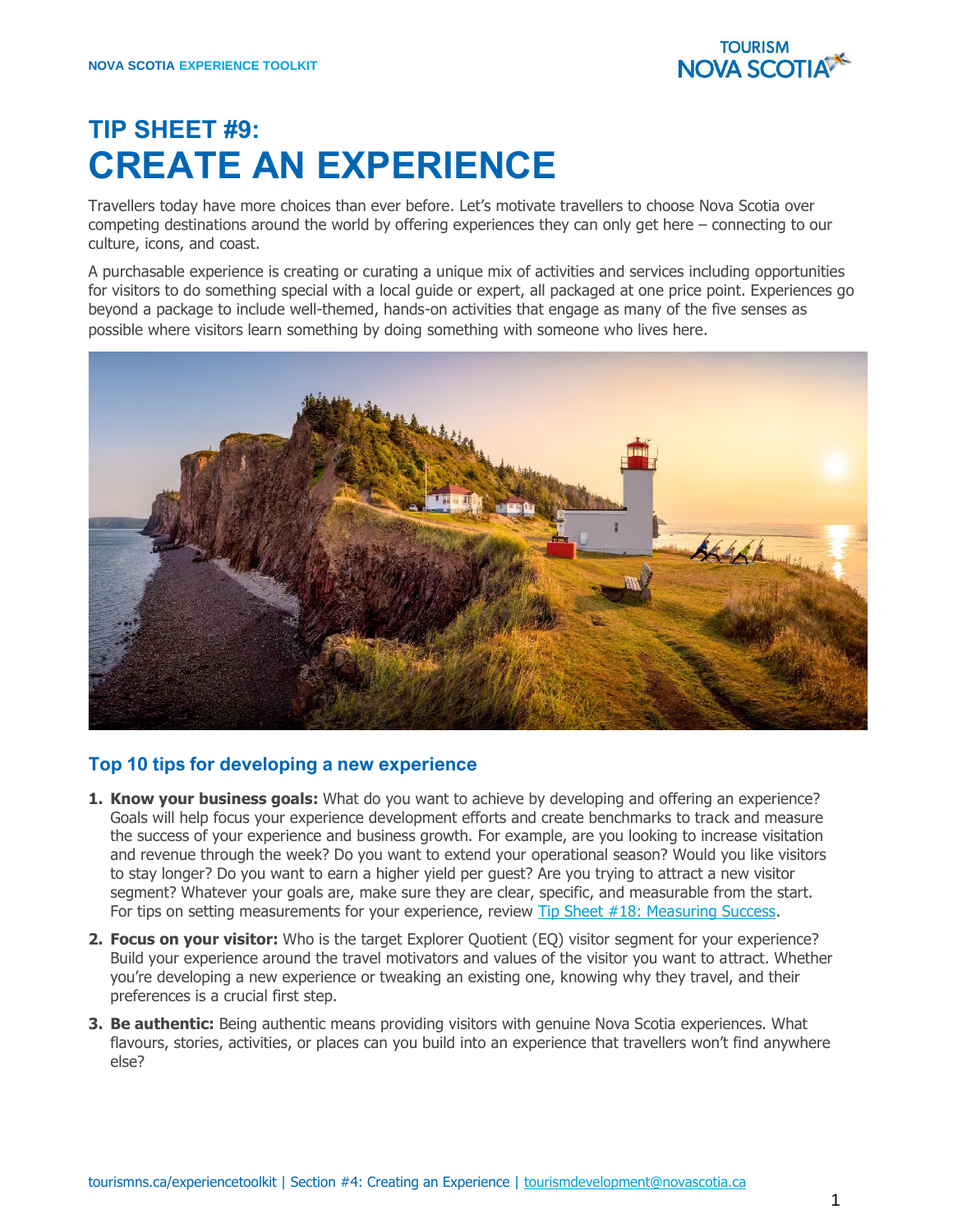# TIP SHEET #9:
# CREATE AN EXPERIENCE

Travellers today have more choices than ever before. Let's motivate travellers to choose Nova Scotia over competing destinations around the world by offering experiences they can only get here – connecting to our culture, icons, and coast.

A purchasable experience is creating or curating a unique mix of activities and services including opportunities for visitors to do something special with a local guide or expert, all packaged at one price point. Experiences go beyond a package to include well-themed, hands-on activities that engage as many of the five senses as possible where visitors learn something by doing something with someone who lives here.

## Top 10 tips for developing a new experience

1. **Know your business goals:** What do you want to achieve by developing and offering an experience? Goals will help focus your experience development efforts and create benchmarks to track and measure the success of your experience and business growth. For example, are you looking to increase visitation and revenue through the week? Do you want to extend your operational season? Would you like visitors to stay longer? Do you want to earn a higher yield per guest? Are you trying to attract a new visitor segment? Whatever your goals are, make sure they are clear, specific, and measurable from the start. For tips on setting measurements for your experience, review Tip Sheet #18: Measuring Success.
2. **Focus on your visitor:** Who is the target Explorer Quotient (EQ) visitor segment for your experience? Build your experience around the travel motivators and values of the visitor you want to attract. Whether you're developing a new experience or tweaking an existing one, knowing why they travel, and their preferences is a crucial first step.
3. **Be authentic:** Being authentic means providing visitors with genuine Nova Scotia experiences. What flavours, stories, activities, or places can you build into an experience that travellers won't find anywhere else?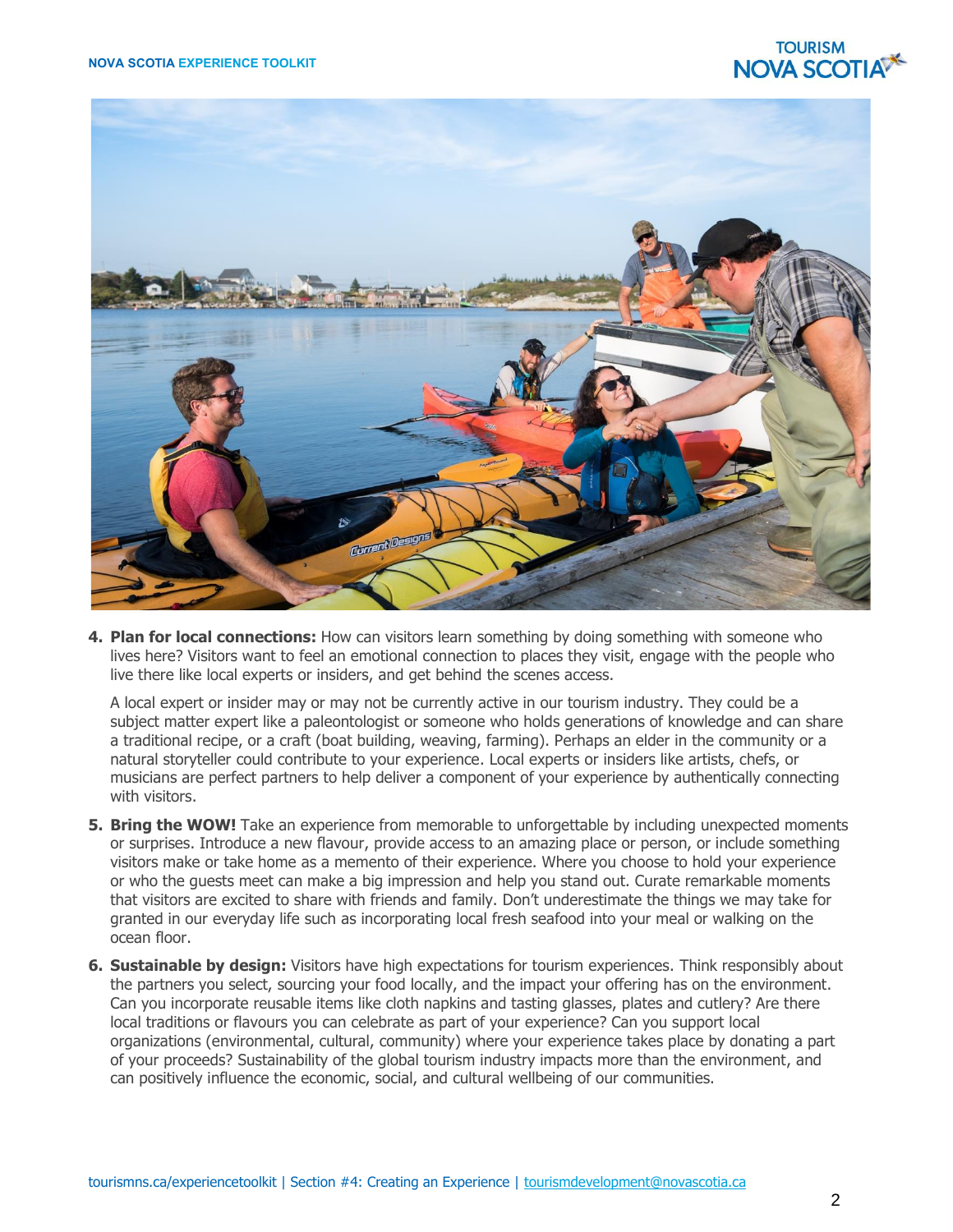4. **Plan for local connections:** How can visitors learn something by doing something with someone who lives here? Visitors want to feel an emotional connection to places they visit, engage with the people who live there like local experts or insiders, and get behind the scenes access.

   A local expert or insider may or may not be currently active in our tourism industry. They could be a subject matter expert like a paleontologist or someone who holds generations of knowledge and can share a traditional recipe, or a craft (boat building, weaving, farming). Perhaps an elder in the community or a natural storyteller could contribute to your experience. Local experts or insiders like artists, chefs, or musicians are perfect partners to help deliver a component of your experience by authentically connecting with visitors.

5. **Bring the WOW!** Take an experience from memorable to unforgettable by including unexpected moments or surprises. Introduce a new flavour, provide access to an amazing place or person, or include something visitors make or take home as a memento of their experience. Where you choose to hold your experience or who the guests meet can make a big impression and help you stand out. Curate remarkable moments that visitors are excited to share with friends and family. Don't underestimate the things we may take for granted in our everyday life such as incorporating local fresh seafood into your meal or walking on the ocean floor.

6. **Sustainable by design:** Visitors have high expectations for tourism experiences. Think responsibly about the partners you select, sourcing your food locally, and the impact your offering has on the environment. Can you incorporate reusable items like cloth napkins and tasting glasses, plates and cutlery? Are there local traditions or flavours you can celebrate as part of your experience? Can you support local organizations (environmental, cultural, community) where your experience takes place by donating a part of your proceeds? Sustainability of the global tourism industry impacts more than the environment, and can positively influence the economic, social, and cultural wellbeing of our communities.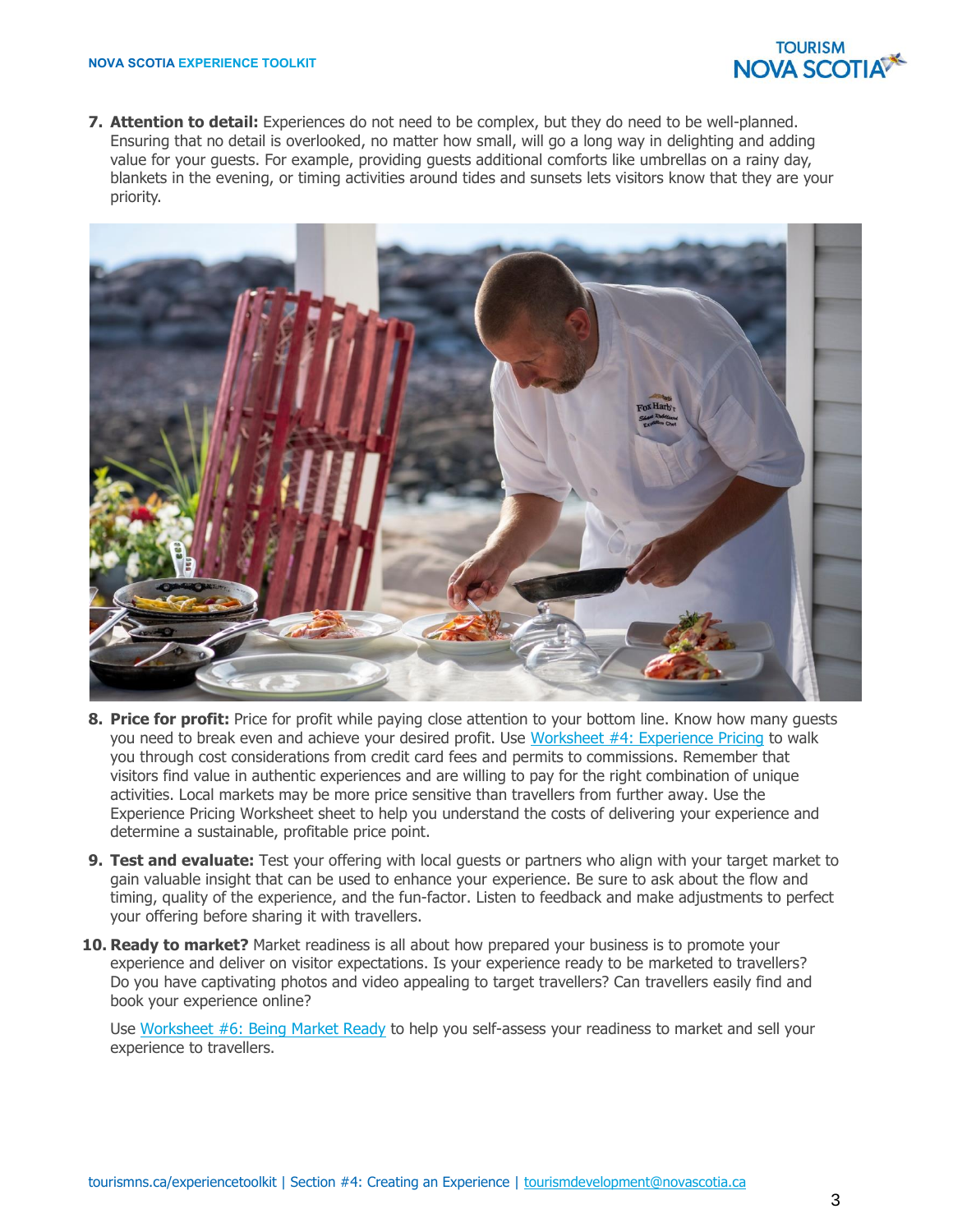7. **Attention to detail:** Experiences do not need to be complex, but they do need to be well-planned. Ensuring that no detail is overlooked, no matter how small, will go a long way in delighting and adding value for your guests. For example, providing guests additional comforts like umbrellas on a rainy day, blankets in the evening, or timing activities around tides and sunsets lets visitors know that they are your priority.

8. **Price for profit:** Price for profit while paying close attention to your bottom line. Know how many guests you need to break even and achieve your desired profit. Use Worksheet #4: Experience Pricing to walk you through cost considerations from credit card fees and permits to commissions. Remember that visitors find value in authentic experiences and are willing to pay for the right combination of unique activities. Local markets may be more price sensitive than travellers from further away. Use the Experience Pricing Worksheet sheet to help you understand the costs of delivering your experience and determine a sustainable, profitable price point.

9. **Test and evaluate:** Test your offering with local guests or partners who align with your target market to gain valuable insight that can be used to enhance your experience. Be sure to ask about the flow and timing, quality of the experience, and the fun-factor. Listen to feedback and make adjustments to perfect your offering before sharing it with travellers.

10. **Ready to market?** Market readiness is all about how prepared your business is to promote your experience and deliver on visitor expectations. Is your experience ready to be marketed to travellers? Do you have captivating photos and video appealing to target travellers? Can travellers easily find and book your experience online?

    Use Worksheet #6: Being Market Ready to help you self-assess your readiness to market and sell your experience to travellers.